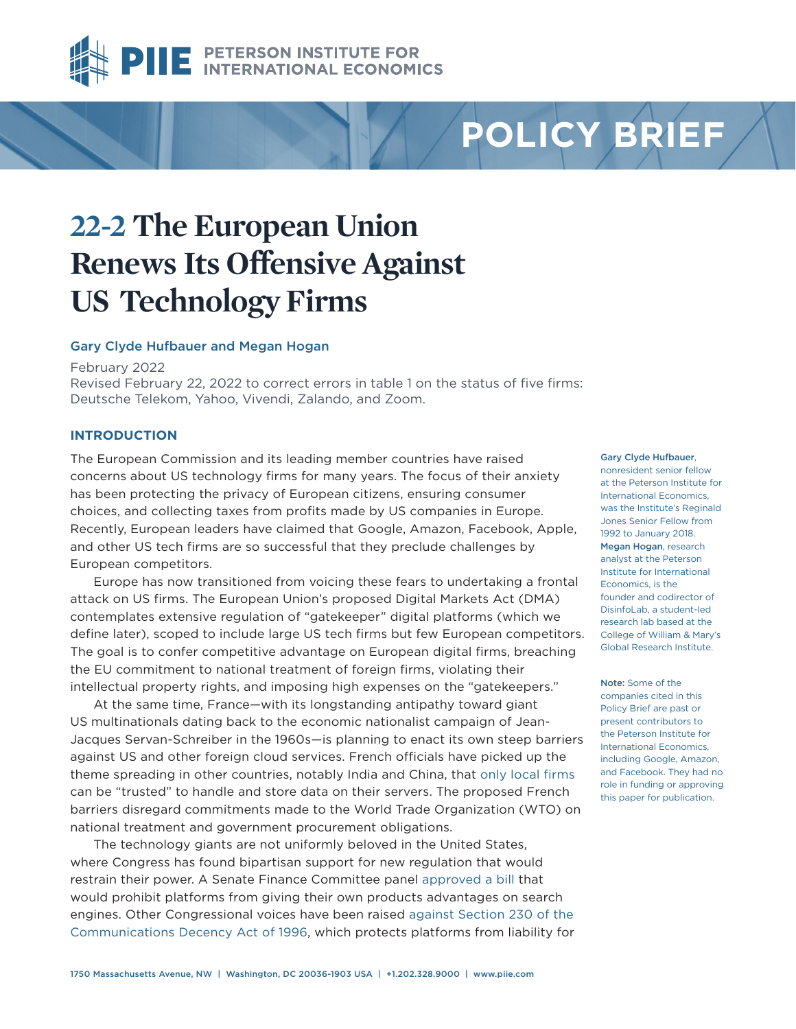PETERSON INSTITUTE FOR INTERNATIONAL ECONOMICS

POLICY BRIEF

# 22-2 The European Union Renews Its Offensive Against US Technology Firms

**Gary Clyde Hufbauer and Megan Hogan**

February 2022
Revised February 22, 2022 to correct errors in table 1 on the status of five firms: Deutsche Telekom, Yahoo, Vivendi, Zalando, and Zoom.

**Gary Clyde Hufbauer**, nonresident senior fellow at the Peterson Institute for International Economics, was the Institute's Reginald Jones Senior Fellow from 1992 to January 2018. **Megan Hogan**, research analyst at the Peterson Institute for International Economics, is the founder and codirector of DisinfoLab, a student-led research lab based at the College of William & Mary's Global Research Institute.

**Note:** Some of the companies cited in this Policy Brief are past or present contributors to the Peterson Institute for International Economics, including Google, Amazon, and Facebook. They had no role in funding or approving this paper for publication.

## INTRODUCTION

The European Commission and its leading member countries have raised concerns about US technology firms for many years. The focus of their anxiety has been protecting the privacy of European citizens, ensuring consumer choices, and collecting taxes from profits made by US companies in Europe. Recently, European leaders have claimed that Google, Amazon, Facebook, Apple, and other US tech firms are so successful that they preclude challenges by European competitors.

Europe has now transitioned from voicing these fears to undertaking a frontal attack on US firms. The European Union's proposed Digital Markets Act (DMA) contemplates extensive regulation of "gatekeeper" digital platforms (which we define later), scoped to include large US tech firms but few European competitors. The goal is to confer competitive advantage on European digital firms, breaching the EU commitment to national treatment of foreign firms, violating their intellectual property rights, and imposing high expenses on the "gatekeepers."

At the same time, France—with its longstanding antipathy toward giant US multinationals dating back to the economic nationalist campaign of Jean-Jacques Servan-Schreiber in the 1960s—is planning to enact its own steep barriers against US and other foreign cloud services. French officials have picked up the theme spreading in other countries, notably India and China, that only local firms can be "trusted" to handle and store data on their servers. The proposed French barriers disregard commitments made to the World Trade Organization (WTO) on national treatment and government procurement obligations.

The technology giants are not uniformly beloved in the United States, where Congress has found bipartisan support for new regulation that would restrain their power. A Senate Finance Committee panel approved a bill that would prohibit platforms from giving their own products advantages on search engines. Other Congressional voices have been raised against Section 230 of the Communications Decency Act of 1996, which protects platforms from liability for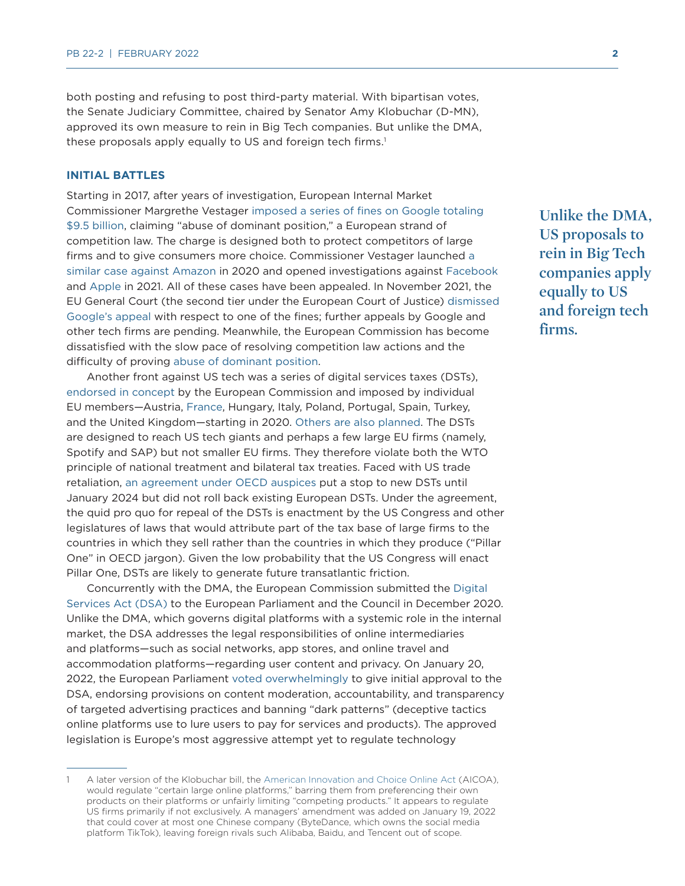both posting and refusing to post third-party material. With bipartisan votes, the Senate Judiciary Committee, chaired by Senator Amy Klobuchar (D-MN), approved its own measure to rein in Big Tech companies. But unlike the DMA, these proposals apply equally to US and foreign tech firms.[1]

## INITIAL BATTLES

Starting in 2017, after years of investigation, European Internal Market Commissioner Margrethe Vestager imposed a series of fines on Google totaling $9.5 billion, claiming "abuse of dominant position," a European strand of competition law. The charge is designed both to protect competitors of large firms and to give consumers more choice. Commissioner Vestager launched a similar case against Amazon in 2020 and opened investigations against Facebook and Apple in 2021. All of these cases have been appealed. In November 2021, the EU General Court (the second tier under the European Court of Justice) dismissed Google's appeal with respect to one of the fines; further appeals by Google and other tech firms are pending. Meanwhile, the European Commission has become dissatisfied with the slow pace of resolving competition law actions and the difficulty of proving abuse of dominant position.

> **Unlike the DMA, US proposals to rein in Big Tech companies apply equally to US and foreign tech firms.**

Another front against US tech was a series of digital services taxes (DSTs), endorsed in concept by the European Commission and imposed by individual EU members—Austria, France, Hungary, Italy, Poland, Portugal, Spain, Turkey, and the United Kingdom—starting in 2020. Others are also planned. The DSTs are designed to reach US tech giants and perhaps a few large EU firms (namely, Spotify and SAP) but not smaller EU firms. They therefore violate both the WTO principle of national treatment and bilateral tax treaties. Faced with US trade retaliation, an agreement under OECD auspices put a stop to new DSTs until January 2024 but did not roll back existing European DSTs. Under the agreement, the quid pro quo for repeal of the DSTs is enactment by the US Congress and other legislatures of laws that would attribute part of the tax base of large firms to the countries in which they sell rather than the countries in which they produce ("Pillar One" in OECD jargon). Given the low probability that the US Congress will enact Pillar One, DSTs are likely to generate future transatlantic friction.

Concurrently with the DMA, the European Commission submitted the Digital Services Act (DSA) to the European Parliament and the Council in December 2020. Unlike the DMA, which governs digital platforms with a systemic role in the internal market, the DSA addresses the legal responsibilities of online intermediaries and platforms—such as social networks, app stores, and online travel and accommodation platforms—regarding user content and privacy. On January 20, 2022, the European Parliament voted overwhelmingly to give initial approval to the DSA, endorsing provisions on content moderation, accountability, and transparency of targeted advertising practices and banning "dark patterns" (deceptive tactics online platforms use to lure users to pay for services and products). The approved legislation is Europe's most aggressive attempt yet to regulate technology

---

1 A later version of the Klobuchar bill, the American Innovation and Choice Online Act (AICOA), would regulate "certain large online platforms," barring them from preferencing their own products on their platforms or unfairly limiting "competing products." It appears to regulate US firms primarily if not exclusively. A managers' amendment was added on January 19, 2022 that could cover at most one Chinese company (ByteDance, which owns the social media platform TikTok), leaving foreign rivals such Alibaba, Baidu, and Tencent out of scope.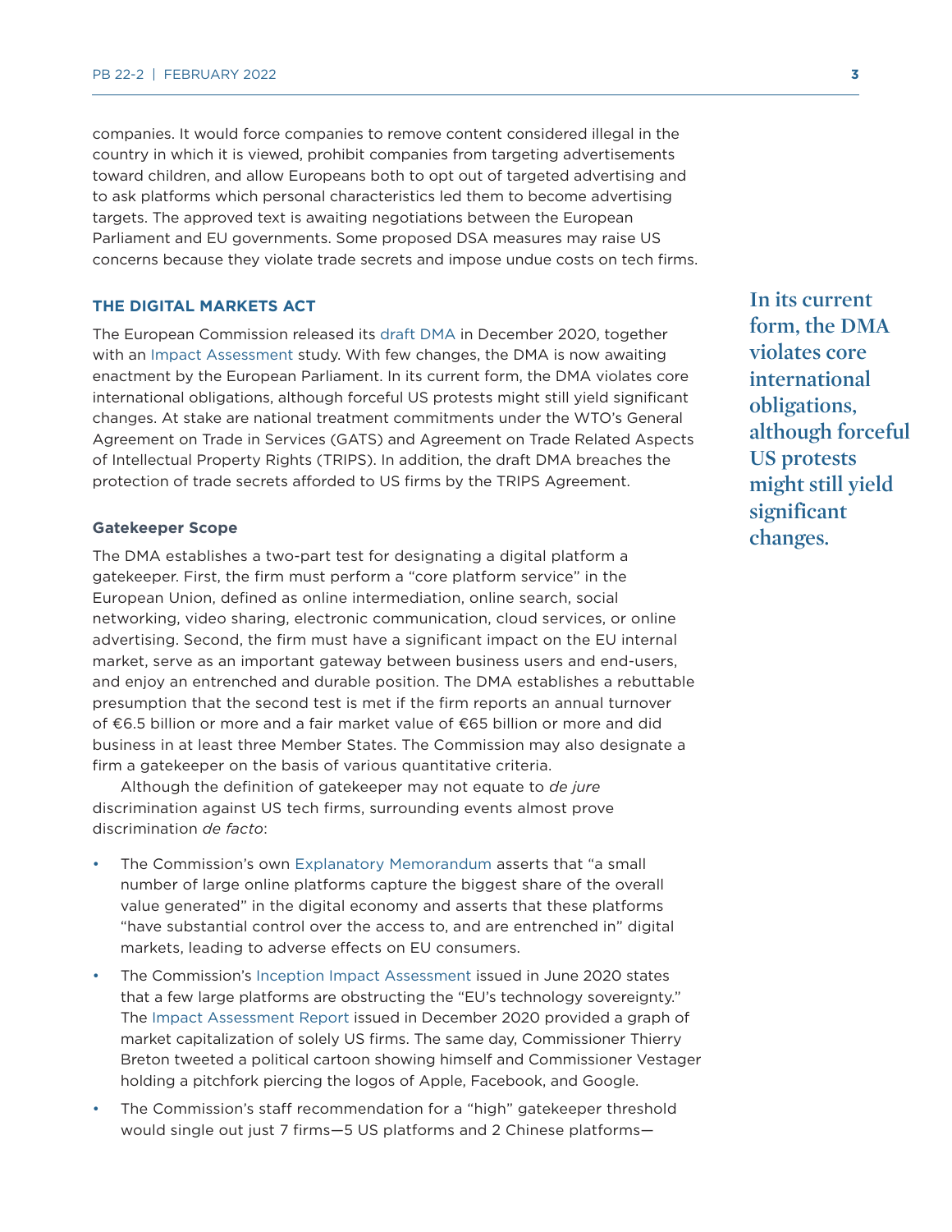companies. It would force companies to remove content considered illegal in the country in which it is viewed, prohibit companies from targeting advertisements toward children, and allow Europeans both to opt out of targeted advertising and to ask platforms which personal characteristics led them to become advertising targets. The approved text is awaiting negotiations between the European Parliament and EU governments. Some proposed DSA measures may raise US concerns because they violate trade secrets and impose undue costs on tech firms.

## THE DIGITAL MARKETS ACT

The European Commission released its draft DMA in December 2020, together with an Impact Assessment study. With few changes, the DMA is now awaiting enactment by the European Parliament. In its current form, the DMA violates core international obligations, although forceful US protests might still yield significant changes. At stake are national treatment commitments under the WTO's General Agreement on Trade in Services (GATS) and Agreement on Trade Related Aspects of Intellectual Property Rights (TRIPS). In addition, the draft DMA breaches the protection of trade secrets afforded to US firms by the TRIPS Agreement.

> **In its current form, the DMA violates core international obligations, although forceful US protests might still yield significant changes.**

### Gatekeeper Scope

The DMA establishes a two-part test for designating a digital platform a gatekeeper. First, the firm must perform a "core platform service" in the European Union, defined as online intermediation, online search, social networking, video sharing, electronic communication, cloud services, or online advertising. Second, the firm must have a significant impact on the EU internal market, serve as an important gateway between business users and end-users, and enjoy an entrenched and durable position. The DMA establishes a rebuttable presumption that the second test is met if the firm reports an annual turnover of €6.5 billion or more and a fair market value of €65 billion or more and did business in at least three Member States. The Commission may also designate a firm a gatekeeper on the basis of various quantitative criteria.

Although the definition of gatekeeper may not equate to *de jure* discrimination against US tech firms, surrounding events almost prove discrimination *de facto*:

- The Commission's own Explanatory Memorandum asserts that "a small number of large online platforms capture the biggest share of the overall value generated" in the digital economy and asserts that these platforms "have substantial control over the access to, and are entrenched in" digital markets, leading to adverse effects on EU consumers.
- The Commission's Inception Impact Assessment issued in June 2020 states that a few large platforms are obstructing the "EU's technology sovereignty." The Impact Assessment Report issued in December 2020 provided a graph of market capitalization of solely US firms. The same day, Commissioner Thierry Breton tweeted a political cartoon showing himself and Commissioner Vestager holding a pitchfork piercing the logos of Apple, Facebook, and Google.
- The Commission's staff recommendation for a "high" gatekeeper threshold would single out just 7 firms—5 US platforms and 2 Chinese platforms—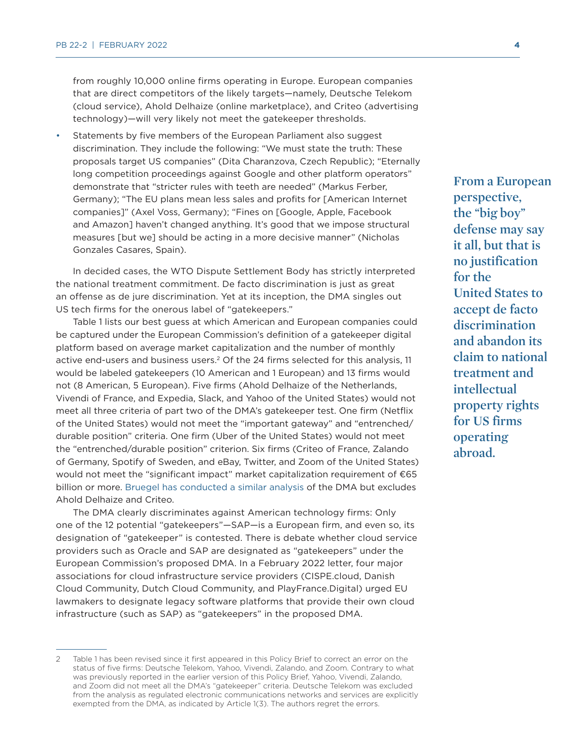from roughly 10,000 online firms operating in Europe. European companies that are direct competitors of the likely targets—namely, Deutsche Telekom (cloud service), Ahold Delhaize (online marketplace), and Criteo (advertising technology)—will very likely not meet the gatekeeper thresholds.

- Statements by five members of the European Parliament also suggest discrimination. They include the following: "We must state the truth: These proposals target US companies" (Dita Charanzova, Czech Republic); "Eternally long competition proceedings against Google and other platform operators" demonstrate that "stricter rules with teeth are needed" (Markus Ferber, Germany); "The EU plans mean less sales and profits for [American Internet companies]" (Axel Voss, Germany); "Fines on [Google, Apple, Facebook and Amazon] haven't changed anything. It's good that we impose structural measures [but we] should be acting in a more decisive manner" (Nicholas Gonzales Casares, Spain).

In decided cases, the WTO Dispute Settlement Body has strictly interpreted the national treatment commitment. De facto discrimination is just as great an offense as de jure discrimination. Yet at its inception, the DMA singles out US tech firms for the onerous label of "gatekeepers."

**From a European perspective, the "big boy" defense may say it all, but that is no justification for the United States to accept de facto discrimination and abandon its claim to national treatment and intellectual property rights for US firms operating abroad.**

Table 1 lists our best guess at which American and European companies could be captured under the European Commission's definition of a gatekeeper digital platform based on average market capitalization and the number of monthly active end-users and business users.[2] Of the 24 firms selected for this analysis, 11 would be labeled gatekeepers (10 American and 1 European) and 13 firms would not (8 American, 5 European). Five firms (Ahold Delhaize of the Netherlands, Vivendi of France, and Expedia, Slack, and Yahoo of the United States) would not meet all three criteria of part two of the DMA's gatekeeper test. One firm (Netflix of the United States) would not meet the "important gateway" and "entrenched/durable position" criteria. One firm (Uber of the United States) would not meet the "entrenched/durable position" criterion. Six firms (Criteo of France, Zalando of Germany, Spotify of Sweden, and eBay, Twitter, and Zoom of the United States) would not meet the "significant impact" market capitalization requirement of €65 billion or more. Bruegel has conducted a similar analysis of the DMA but excludes Ahold Delhaize and Criteo.

The DMA clearly discriminates against American technology firms: Only one of the 12 potential "gatekeepers"—SAP—is a European firm, and even so, its designation of "gatekeeper" is contested. There is debate whether cloud service providers such as Oracle and SAP are designated as "gatekeepers" under the European Commission's proposed DMA. In a February 2022 letter, four major associations for cloud infrastructure service providers (CISPE.cloud, Danish Cloud Community, Dutch Cloud Community, and PlayFrance.Digital) urged EU lawmakers to designate legacy software platforms that provide their own cloud infrastructure (such as SAP) as "gatekeepers" in the proposed DMA.

---

2 Table 1 has been revised since it first appeared in this Policy Brief to correct an error on the status of five firms: Deutsche Telekom, Yahoo, Vivendi, Zalando, and Zoom. Contrary to what was previously reported in the earlier version of this Policy Brief, Yahoo, Vivendi, Zalando, and Zoom did not meet all the DMA's "gatekeeper" criteria. Deutsche Telekom was excluded from the analysis as regulated electronic communications networks and services are explicitly exempted from the DMA, as indicated by Article 1(3). The authors regret the errors.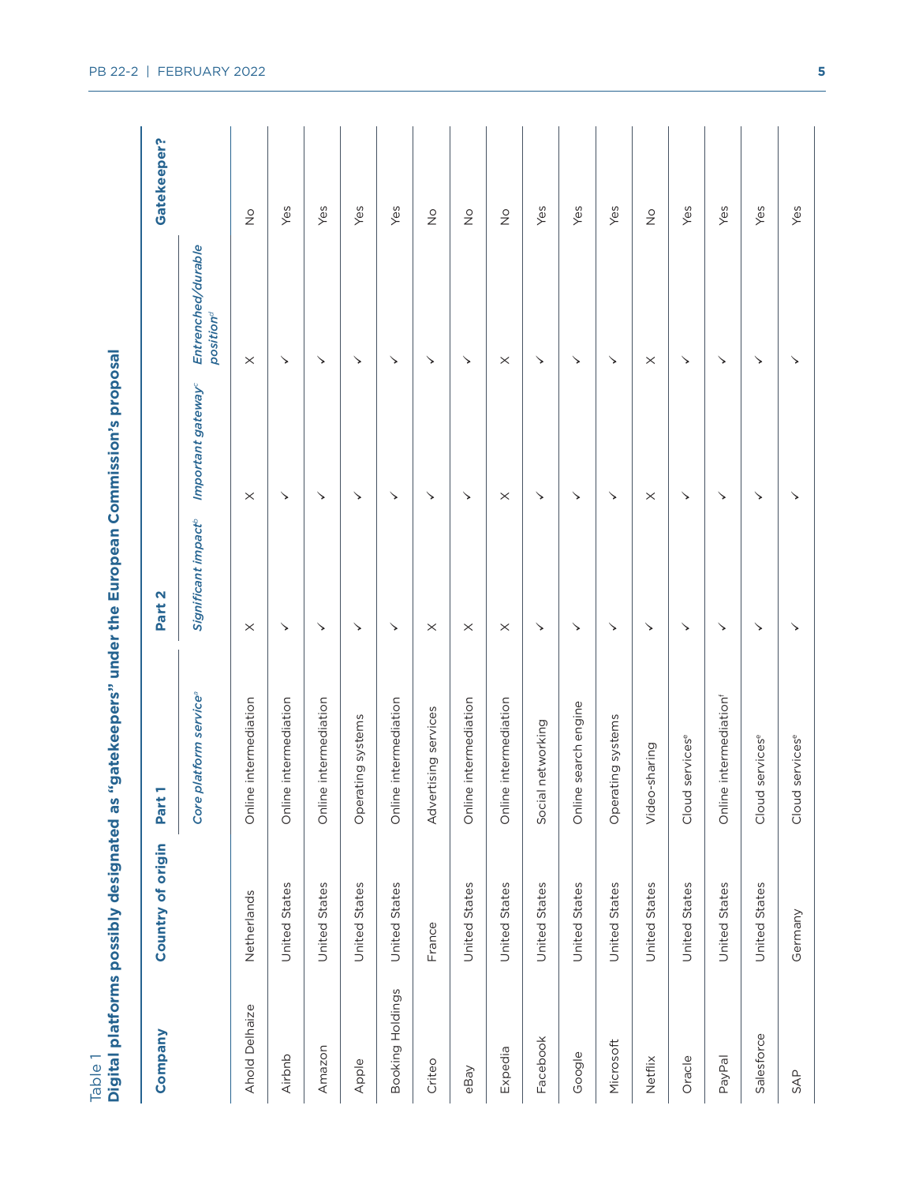Table 1

**Digital platforms possibly designated as "gatekeepers" under the European Commission's proposal**

| Company | Country of origin | Part 1 | Part 2 | | | Gatekeeper? |
|---|---|---|---|---|---|---|
| | | *Core platform service*[a] | *Significant impact*[b] | *Important gateway*[c] | *Entrenched/durable position*[d] | |
| Ahold Delhaize | Netherlands | Online intermediation | × | × | × | No |
| Airbnb | United States | Online intermediation | ✓ | ✓ | ✓ | Yes |
| Amazon | United States | Online intermediation | ✓ | ✓ | ✓ | Yes |
| Apple | United States | Operating systems | ✓ | ✓ | ✓ | Yes |
| Booking Holdings | United States | Online intermediation | ✓ | ✓ | ✓ | Yes |
| Criteo | France | Advertising services | × | ✓ | ✓ | No |
| eBay | United States | Online intermediation | × | ✓ | ✓ | No |
| Expedia | United States | Online intermediation | × | × | × | No |
| Facebook | United States | Social networking | ✓ | ✓ | ✓ | Yes |
| Google | United States | Online search engine | ✓ | ✓ | ✓ | Yes |
| Microsoft | United States | Operating systems | ✓ | ✓ | ✓ | Yes |
| Netflix | United States | Video-sharing | ✓ | × | × | No |
| Oracle | United States | Cloud services[e] | ✓ | ✓ | ✓ | Yes |
| PayPal | United States | Online intermediation[f] | ✓ | ✓ | ✓ | Yes |
| Salesforce | United States | Cloud services[e] | ✓ | ✓ | ✓ | Yes |
| SAP | Germany | Cloud services[e] | ✓ | ✓ | ✓ | Yes |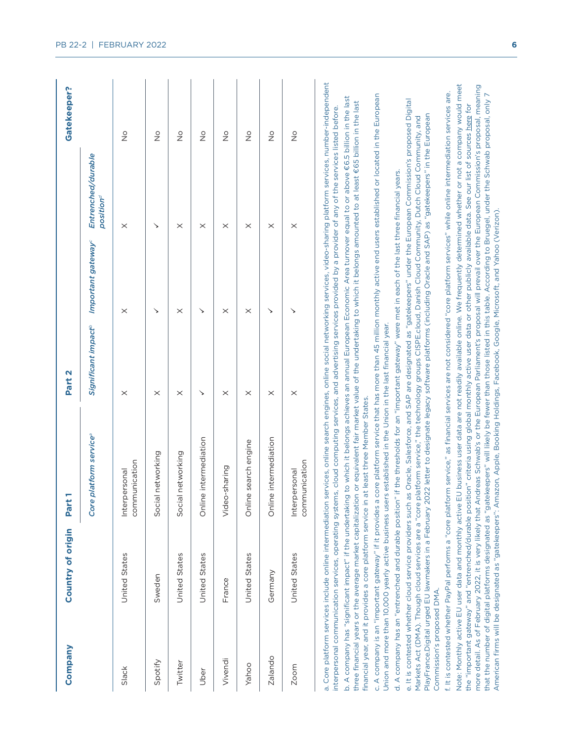| Company | Country of origin | Part 1 | Part 2 | | | Gatekeeper? |
|---|---|---|---|---|---|---|
| | | *Core platform service*[a] | *Significant impact*[b] | *Important gateway*[c] | *Entrenched/durable position*[d] | |
| Slack | United States | Interpersonal communication | ✗ | ✗ | ✗ | No |
| Spotify | Sweden | Social networking | ✗ | ✓ | ✓ | No |
| Twitter | United States | Social networking | ✗ | ✗ | ✗ | No |
| Uber | United States | Online intermediation | ✓ | ✓ | ✗ | No |
| Vivendi | France | Video-sharing | ✗ | ✗ | ✗ | No |
| Yahoo | United States | Online search engine | ✗ | ✗ | ✗ | No |
| Zalando | Germany | Online intermediation | ✗ | ✓ | ✗ | No |
| Zoom | United States | Interpersonal communication | ✗ | ✓ | ✗ | No |

a. Core platform services include online intermediation services, online search engines, online social networking services, video-sharing platform services, number-independent interpersonal communication services, operating systems, cloud computing services, and advertising services provided by a provider of any of the services listed before.

b. A company has "significant impact" if the undertaking to which it belongs achieves an annual European Economic Area turnover equal to or above €6.5 billion in the last three financial years or the average market capitalization or equivalent fair market value of the undertaking to which it belongs amounted to at least €65 billion in the last financial year, and it provides a core platform service in at least three Member States.

c. A company is an "important gateway" if it provides a core platform service that has more than 45 million monthly active end users established or located in the European Union and more than 10,000 yearly active business users established in the Union in the last financial year.

d. A company has an "entrenched and durable position" if the thresholds for an "important gateway" were met in each of the last three financial years.

e. It is contested whether cloud service providers such as Oracle, Salesforce, and SAP are designated as "gatekeepers" under the European Commission's proposed Digital Markets Act (DMA). Though cloud services are a "core platform service," the technology groups CISPE.cloud, Danish Cloud Community, Dutch Cloud Community, and PlayFrance.Digital urged EU lawmakers in a February 2022 letter to designate legacy software platforms (including Oracle and SAP) as "gatekeepers" in the European Commission's proposed DMA.

f. It is contested whether PayPal performs a "core platform service," as financial services are not considered "core platform services" while online intermediation services are.

Note: Monthly active EU user data and monthly active EU business user data are not readily available online. We frequently determined whether or not a company would meet the "important gateway" and "entrenched/durable position" criteria using global monthly active user data or other publicly available data. See our list of sources here for more detail. As of February 2022, it is very likely that Andreas Schwab's or the European Parliament's proposal will prevail over the European Commission's proposal, meaning that the number of digital platforms designated as "gatekeepers" will likely be fewer than those listed in this table. According to Bruegel, under the Schwab proposal, only 7 American firms will be designated as "gatekeepers": Amazon, Apple, Booking Holdings, Facebook, Google, Microsoft, and Yahoo (Verizon).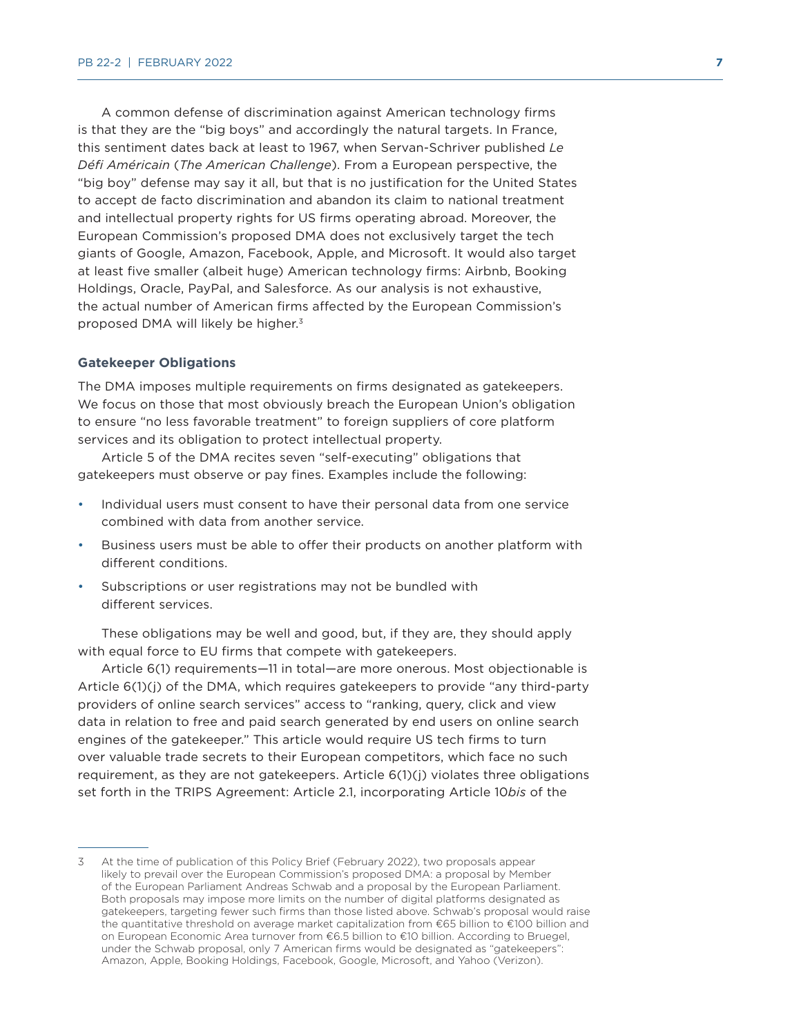A common defense of discrimination against American technology firms is that they are the "big boys" and accordingly the natural targets. In France, this sentiment dates back at least to 1967, when Servan-Schriver published *Le Défi Américain* (*The American Challenge*). From a European perspective, the "big boy" defense may say it all, but that is no justification for the United States to accept de facto discrimination and abandon its claim to national treatment and intellectual property rights for US firms operating abroad. Moreover, the European Commission's proposed DMA does not exclusively target the tech giants of Google, Amazon, Facebook, Apple, and Microsoft. It would also target at least five smaller (albeit huge) American technology firms: Airbnb, Booking Holdings, Oracle, PayPal, and Salesforce. As our analysis is not exhaustive, the actual number of American firms affected by the European Commission's proposed DMA will likely be higher.[3]

### Gatekeeper Obligations

The DMA imposes multiple requirements on firms designated as gatekeepers. We focus on those that most obviously breach the European Union's obligation to ensure "no less favorable treatment" to foreign suppliers of core platform services and its obligation to protect intellectual property.

Article 5 of the DMA recites seven "self-executing" obligations that gatekeepers must observe or pay fines. Examples include the following:

- Individual users must consent to have their personal data from one service combined with data from another service.
- Business users must be able to offer their products on another platform with different conditions.
- Subscriptions or user registrations may not be bundled with different services.

These obligations may be well and good, but, if they are, they should apply with equal force to EU firms that compete with gatekeepers.

Article 6(1) requirements—11 in total—are more onerous. Most objectionable is Article 6(1)(j) of the DMA, which requires gatekeepers to provide "any third-party providers of online search services" access to "ranking, query, click and view data in relation to free and paid search generated by end users on online search engines of the gatekeeper." This article would require US tech firms to turn over valuable trade secrets to their European competitors, which face no such requirement, as they are not gatekeepers. Article 6(1)(j) violates three obligations set forth in the TRIPS Agreement: Article 2.1, incorporating Article 10*bis* of the

---

3 At the time of publication of this Policy Brief (February 2022), two proposals appear likely to prevail over the European Commission's proposed DMA: a proposal by Member of the European Parliament Andreas Schwab and a proposal by the European Parliament. Both proposals may impose more limits on the number of digital platforms designated as gatekeepers, targeting fewer such firms than those listed above. Schwab's proposal would raise the quantitative threshold on average market capitalization from €65 billion to €100 billion and on European Economic Area turnover from €6.5 billion to €10 billion. According to Bruegel, under the Schwab proposal, only 7 American firms would be designated as "gatekeepers": Amazon, Apple, Booking Holdings, Facebook, Google, Microsoft, and Yahoo (Verizon).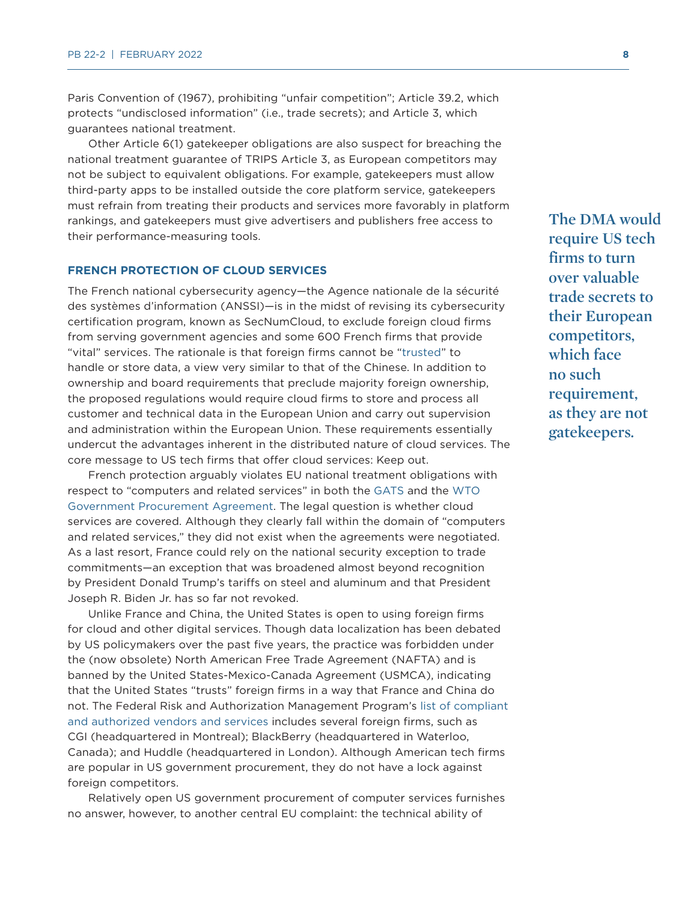Paris Convention of (1967), prohibiting "unfair competition"; Article 39.2, which protects "undisclosed information" (i.e., trade secrets); and Article 3, which guarantees national treatment.

Other Article 6(1) gatekeeper obligations are also suspect for breaching the national treatment guarantee of TRIPS Article 3, as European competitors may not be subject to equivalent obligations. For example, gatekeepers must allow third-party apps to be installed outside the core platform service, gatekeepers must refrain from treating their products and services more favorably in platform rankings, and gatekeepers must give advertisers and publishers free access to their performance-measuring tools.

> **The DMA would require US tech firms to turn over valuable trade secrets to their European competitors, which face no such requirement, as they are not gatekeepers.**

### FRENCH PROTECTION OF CLOUD SERVICES

The French national cybersecurity agency—the Agence nationale de la sécurité des systèmes d'information (ANSSI)—is in the midst of revising its cybersecurity certification program, known as SecNumCloud, to exclude foreign cloud firms from serving government agencies and some 600 French firms that provide "vital" services. The rationale is that foreign firms cannot be "trusted" to handle or store data, a view very similar to that of the Chinese. In addition to ownership and board requirements that preclude majority foreign ownership, the proposed regulations would require cloud firms to store and process all customer and technical data in the European Union and carry out supervision and administration within the European Union. These requirements essentially undercut the advantages inherent in the distributed nature of cloud services. The core message to US tech firms that offer cloud services: Keep out.

French protection arguably violates EU national treatment obligations with respect to "computers and related services" in both the GATS and the WTO Government Procurement Agreement. The legal question is whether cloud services are covered. Although they clearly fall within the domain of "computers and related services," they did not exist when the agreements were negotiated. As a last resort, France could rely on the national security exception to trade commitments—an exception that was broadened almost beyond recognition by President Donald Trump's tariffs on steel and aluminum and that President Joseph R. Biden Jr. has so far not revoked.

Unlike France and China, the United States is open to using foreign firms for cloud and other digital services. Though data localization has been debated by US policymakers over the past five years, the practice was forbidden under the (now obsolete) North American Free Trade Agreement (NAFTA) and is banned by the United States-Mexico-Canada Agreement (USMCA), indicating that the United States "trusts" foreign firms in a way that France and China do not. The Federal Risk and Authorization Management Program's list of compliant and authorized vendors and services includes several foreign firms, such as CGI (headquartered in Montreal); BlackBerry (headquartered in Waterloo, Canada); and Huddle (headquartered in London). Although American tech firms are popular in US government procurement, they do not have a lock against foreign competitors.

Relatively open US government procurement of computer services furnishes no answer, however, to another central EU complaint: the technical ability of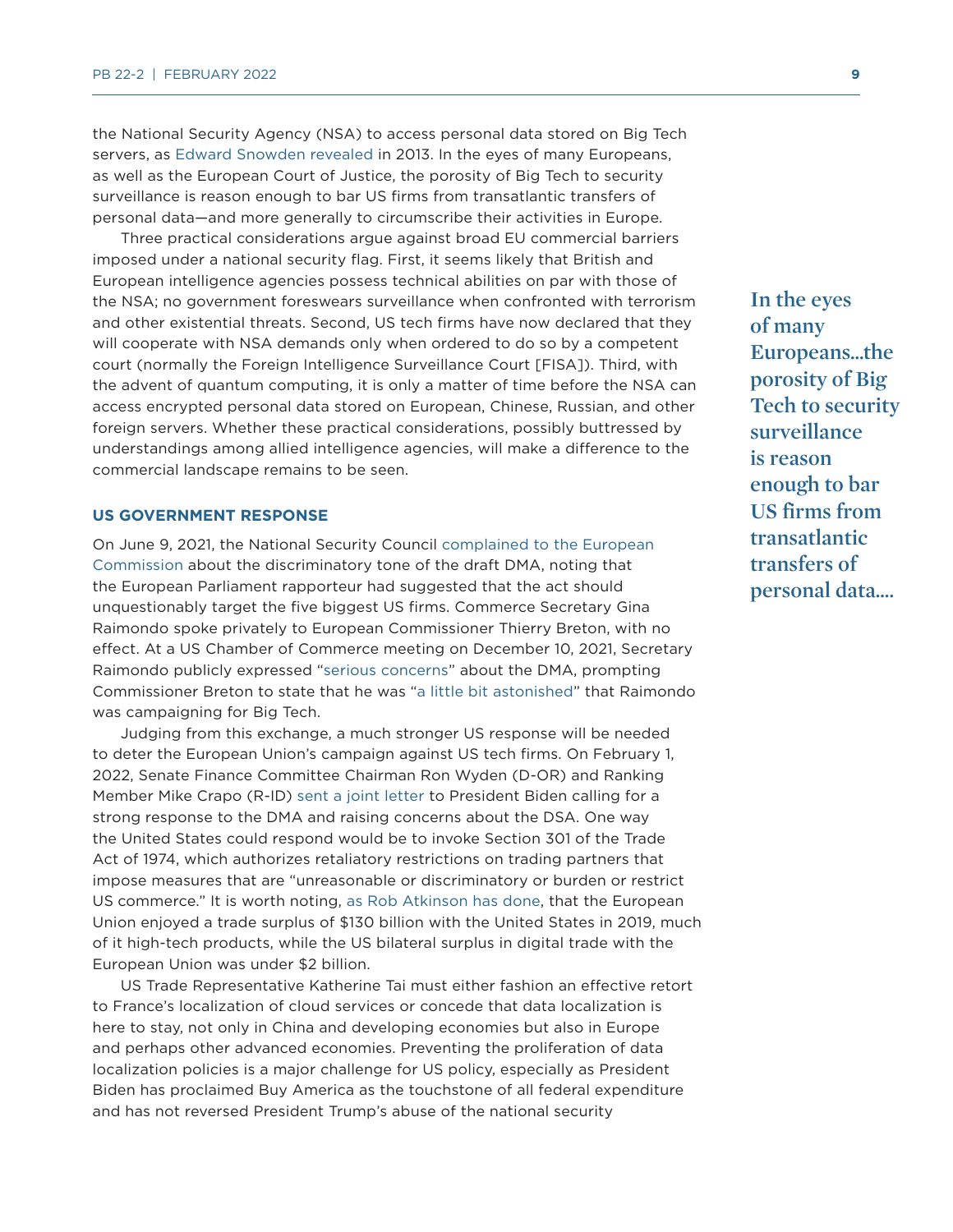the National Security Agency (NSA) to access personal data stored on Big Tech servers, as Edward Snowden revealed in 2013. In the eyes of many Europeans, as well as the European Court of Justice, the porosity of Big Tech to security surveillance is reason enough to bar US firms from transatlantic transfers of personal data—and more generally to circumscribe their activities in Europe.

Three practical considerations argue against broad EU commercial barriers imposed under a national security flag. First, it seems likely that British and European intelligence agencies possess technical abilities on par with those of the NSA; no government foreswears surveillance when confronted with terrorism and other existential threats. Second, US tech firms have now declared that they will cooperate with NSA demands only when ordered to do so by a competent court (normally the Foreign Intelligence Surveillance Court [FISA]). Third, with the advent of quantum computing, it is only a matter of time before the NSA can access encrypted personal data stored on European, Chinese, Russian, and other foreign servers. Whether these practical considerations, possibly buttressed by understandings among allied intelligence agencies, will make a difference to the commercial landscape remains to be seen.

> **In the eyes of many Europeans...the porosity of Big Tech to security surveillance is reason enough to bar US firms from transatlantic transfers of personal data....**

### US GOVERNMENT RESPONSE

On June 9, 2021, the National Security Council complained to the European Commission about the discriminatory tone of the draft DMA, noting that the European Parliament rapporteur had suggested that the act should unquestionably target the five biggest US firms. Commerce Secretary Gina Raimondo spoke privately to European Commissioner Thierry Breton, with no effect. At a US Chamber of Commerce meeting on December 10, 2021, Secretary Raimondo publicly expressed "serious concerns" about the DMA, prompting Commissioner Breton to state that he was "a little bit astonished" that Raimondo was campaigning for Big Tech.

Judging from this exchange, a much stronger US response will be needed to deter the European Union's campaign against US tech firms. On February 1, 2022, Senate Finance Committee Chairman Ron Wyden (D-OR) and Ranking Member Mike Crapo (R-ID) sent a joint letter to President Biden calling for a strong response to the DMA and raising concerns about the DSA. One way the United States could respond would be to invoke Section 301 of the Trade Act of 1974, which authorizes retaliatory restrictions on trading partners that impose measures that are "unreasonable or discriminatory or burden or restrict US commerce." It is worth noting, as Rob Atkinson has done, that the European Union enjoyed a trade surplus of $130 billion with the United States in 2019, much of it high-tech products, while the US bilateral surplus in digital trade with the European Union was under $2 billion.

US Trade Representative Katherine Tai must either fashion an effective retort to France's localization of cloud services or concede that data localization is here to stay, not only in China and developing economies but also in Europe and perhaps other advanced economies. Preventing the proliferation of data localization policies is a major challenge for US policy, especially as President Biden has proclaimed Buy America as the touchstone of all federal expenditure and has not reversed President Trump's abuse of the national security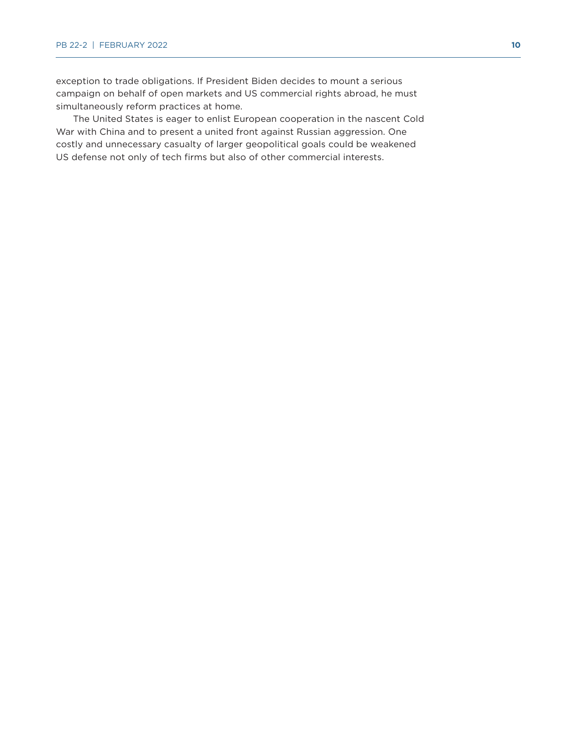exception to trade obligations. If President Biden decides to mount a serious campaign on behalf of open markets and US commercial rights abroad, he must simultaneously reform practices at home.

The United States is eager to enlist European cooperation in the nascent Cold War with China and to present a united front against Russian aggression. One costly and unnecessary casualty of larger geopolitical goals could be weakened US defense not only of tech firms but also of other commercial interests.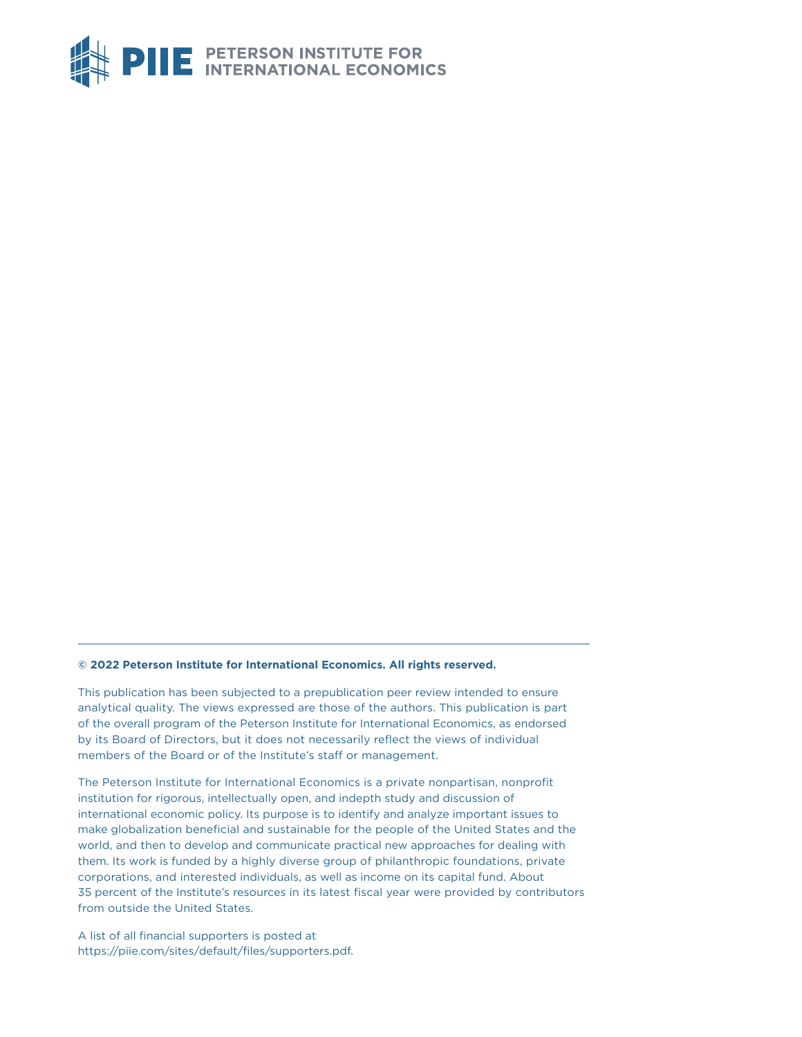PIIE PETERSON INSTITUTE FOR INTERNATIONAL ECONOMICS

---

**© 2022 Peterson Institute for International Economics. All rights reserved.**

This publication has been subjected to a prepublication peer review intended to ensure analytical quality. The views expressed are those of the authors. This publication is part of the overall program of the Peterson Institute for International Economics, as endorsed by its Board of Directors, but it does not necessarily reflect the views of individual members of the Board or of the Institute's staff or management.

The Peterson Institute for International Economics is a private nonpartisan, nonprofit institution for rigorous, intellectually open, and indepth study and discussion of international economic policy. Its purpose is to identify and analyze important issues to make globalization beneficial and sustainable for the people of the United States and the world, and then to develop and communicate practical new approaches for dealing with them. Its work is funded by a highly diverse group of philanthropic foundations, private corporations, and interested individuals, as well as income on its capital fund. About 35 percent of the Institute's resources in its latest fiscal year were provided by contributors from outside the United States.

A list of all financial supporters is posted at https://piie.com/sites/default/files/supporters.pdf.